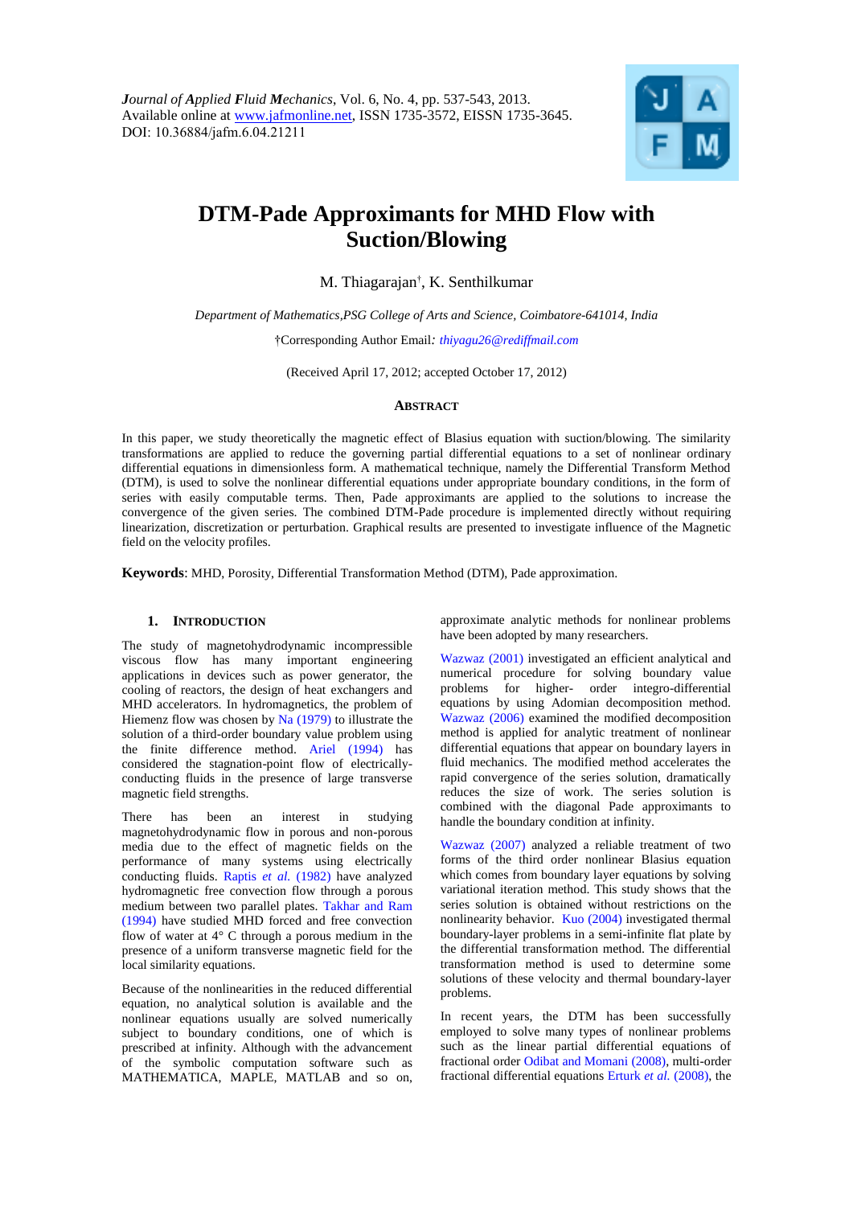*Journal of Applied Fluid Mechanics*, Vol. 6, No. 4, pp. 537-543, 2013.
Available online at www.jafmonline.net, ISSN 1735-3572, EISSN 1735-3645.
DOI: 10.36884/jafm.6.04.21211

# DTM-Pade Approximants for MHD Flow with Suction/Blowing

M. Thiagarajan†, K. Senthilkumar

*Department of Mathematics,PSG College of Arts and Science, Coimbatore-641014, India*

†Corresponding Author Email*: thiyagu26@rediffmail.com*

(Received April 17, 2012; accepted October 17, 2012)

## Abstract

In this paper, we study theoretically the magnetic effect of Blasius equation with suction/blowing. The similarity transformations are applied to reduce the governing partial differential equations to a set of nonlinear ordinary differential equations in dimensionless form. A mathematical technique, namely the Differential Transform Method (DTM), is used to solve the nonlinear differential equations under appropriate boundary conditions, in the form of series with easily computable terms. Then, Pade approximants are applied to the solutions to increase the convergence of the given series. The combined DTM-Pade procedure is implemented directly without requiring linearization, discretization or perturbation. Graphical results are presented to investigate influence of the Magnetic field on the velocity profiles.

**Keywords**: MHD, Porosity, Differential Transformation Method (DTM), Pade approximation.

## 1. Introduction

The study of magnetohydrodynamic incompressible viscous flow has many important engineering applications in devices such as power generator, the cooling of reactors, the design of heat exchangers and MHD accelerators. In hydromagnetics, the problem of Hiemenz flow was chosen by Na (1979) to illustrate the solution of a third-order boundary value problem using the finite difference method. Ariel (1994) has considered the stagnation-point flow of electrically-conducting fluids in the presence of large transverse magnetic field strengths.

There has been an interest in studying magnetohydrodynamic flow in porous and non-porous media due to the effect of magnetic fields on the performance of many systems using electrically conducting fluids. Raptis *et al.* (1982) have analyzed hydromagnetic free convection flow through a porous medium between two parallel plates. Takhar and Ram (1994) have studied MHD forced and free convection flow of water at 4° C through a porous medium in the presence of a uniform transverse magnetic field for the local similarity equations.

Because of the nonlinearities in the reduced differential equation, no analytical solution is available and the nonlinear equations usually are solved numerically subject to boundary conditions, one of which is prescribed at infinity. Although with the advancement of the symbolic computation software such as MATHEMATICA, MAPLE, MATLAB and so on, approximate analytic methods for nonlinear problems have been adopted by many researchers.

Wazwaz (2001) investigated an efficient analytical and numerical procedure for solving boundary value problems for higher- order integro-differential equations by using Adomian decomposition method. Wazwaz (2006) examined the modified decomposition method is applied for analytic treatment of nonlinear differential equations that appear on boundary layers in fluid mechanics. The modified method accelerates the rapid convergence of the series solution, dramatically reduces the size of work. The series solution is combined with the diagonal Pade approximants to handle the boundary condition at infinity.

Wazwaz (2007) analyzed a reliable treatment of two forms of the third order nonlinear Blasius equation which comes from boundary layer equations by solving variational iteration method. This study shows that the series solution is obtained without restrictions on the nonlinearity behavior. Kuo (2004) investigated thermal boundary-layer problems in a semi-infinite flat plate by the differential transformation method. The differential transformation method is used to determine some solutions of these velocity and thermal boundary-layer problems.

In recent years, the DTM has been successfully employed to solve many types of nonlinear problems such as the linear partial differential equations of fractional order Odibat and Momani (2008), multi-order fractional differential equations Erturk *et al.* (2008), the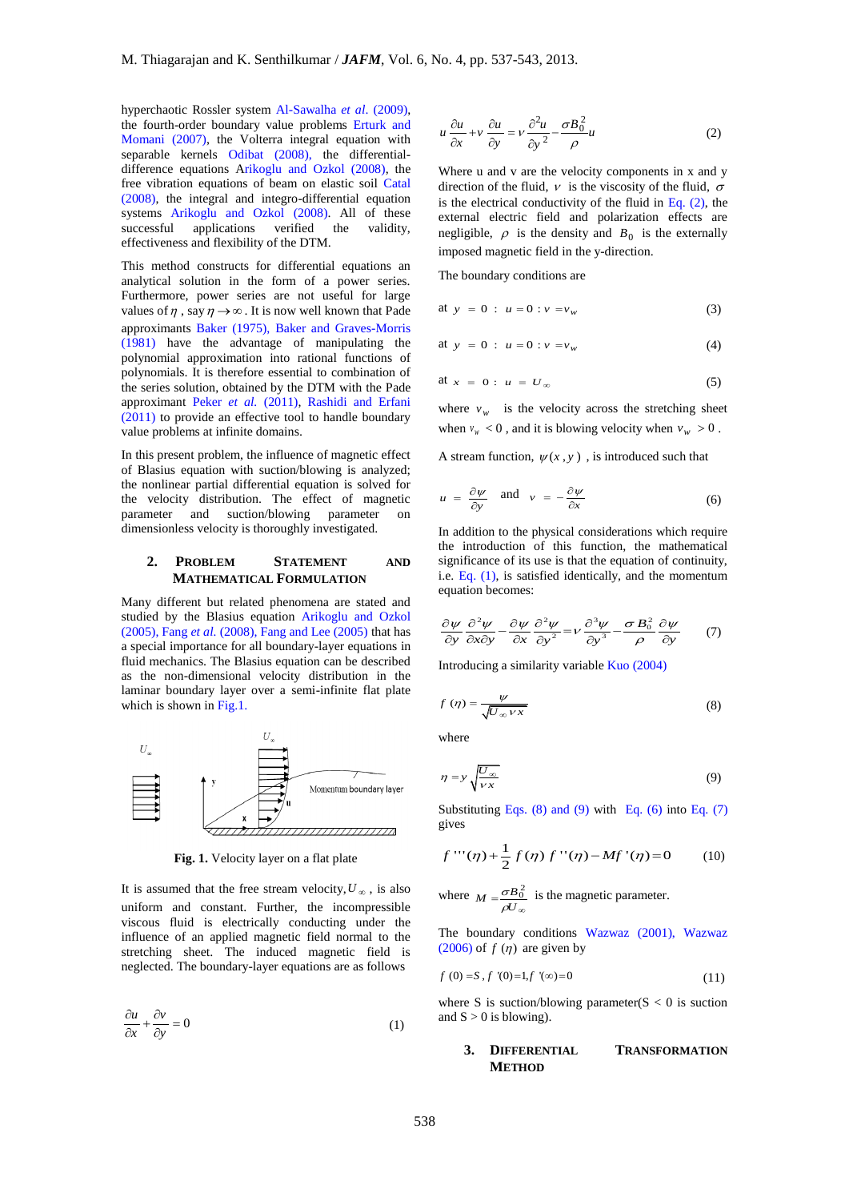hyperchaotic Rossler system Al-Sawalha *et al*. (2009), the fourth-order boundary value problems Erturk and Momani (2007), the Volterra integral equation with separable kernels Odibat (2008), the differential-difference equations Arikoglu and Ozkol (2008), the free vibration equations of beam on elastic soil Catal (2008), the integral and integro-differential equation systems Arikoglu and Ozkol (2008). All of these successful applications verified the validity, effectiveness and flexibility of the DTM.

This method constructs for differential equations an analytical solution in the form of a power series. Furthermore, power series are not useful for large values of $\eta$ , say $\eta \to \infty$ . It is now well known that Pade approximants Baker (1975), Baker and Graves-Morris (1981) have the advantage of manipulating the polynomial approximation into rational functions of polynomials. It is therefore essential to combination of the series solution, obtained by the DTM with the Pade approximant Peker *et al.* (2011), Rashidi and Erfani (2011) to provide an effective tool to handle boundary value problems at infinite domains.

In this present problem, the influence of magnetic effect of Blasius equation with suction/blowing is analyzed; the nonlinear partial differential equation is solved for the velocity distribution. The effect of magnetic parameter and suction/blowing parameter on dimensionless velocity is thoroughly investigated.

## 2. Problem Statement and Mathematical Formulation

Many different but related phenomena are stated and studied by the Blasius equation Arikoglu and Ozkol (2005), Fang *et al.* (2008), Fang and Lee (2005) that has a special importance for all boundary-layer equations in fluid mechanics. The Blasius equation can be described as the non-dimensional velocity distribution in the laminar boundary layer over a semi-infinite flat plate which is shown in Fig.1.

**Fig. 1.** Velocity layer on a flat plate

It is assumed that the free stream velocity, $U_\infty$ , is also uniform and constant. Further, the incompressible viscous fluid is electrically conducting under the influence of an applied magnetic field normal to the stretching sheet. The induced magnetic field is neglected. The boundary-layer equations are as follows

$$\frac{\partial u}{\partial x} + \frac{\partial v}{\partial y} = 0 \tag{1}$$

$$u\frac{\partial u}{\partial x} + v\frac{\partial u}{\partial y} = \nu \frac{\partial^2 u}{\partial y^2} - \frac{\sigma B_0^2}{\rho} u \tag{2}$$

Where u and v are the velocity components in x and y direction of the fluid, $\nu$ is the viscosity of the fluid, $\sigma$ is the electrical conductivity of the fluid in Eq. (2), the external electric field and polarization effects are negligible, $\rho$ is the density and $B_0$ is the externally imposed magnetic field in the y-direction.

The boundary conditions are

$$\text{at } y = 0 : \; u = 0 : v = v_w \tag{3}$$

$$\text{at } y = 0 : \; u = 0 : v = v_w \tag{4}$$

$$\text{at } x = 0 : \; u = U_\infty \tag{5}$$

where $v_w$ is the velocity across the stretching sheet when $v_w < 0$ , and it is blowing velocity when $v_w > 0$ .

A stream function, $\psi(x, y)$ , is introduced such that

$$u = \frac{\partial \psi}{\partial y} \quad \text{and} \quad v = -\frac{\partial \psi}{\partial x} \tag{6}$$

In addition to the physical considerations which require the introduction of this function, the mathematical significance of its use is that the equation of continuity, i.e. Eq. (1), is satisfied identically, and the momentum equation becomes:

$$\frac{\partial \psi}{\partial y}\frac{\partial^2 \psi}{\partial x \partial y} - \frac{\partial \psi}{\partial x}\frac{\partial^2 \psi}{\partial y^2} = \nu \frac{\partial^3 \psi}{\partial y^3} - \frac{\sigma B_0^2}{\rho}\frac{\partial \psi}{\partial y} \tag{7}$$

Introducing a similarity variable Kuo (2004)

$$f(\eta) = \frac{\psi}{\sqrt{U_\infty \nu x}} \tag{8}$$

where

$$\eta = y\sqrt{\frac{U_\infty}{\nu x}} \tag{9}$$

Substituting Eqs. (8) and (9) with Eq. (6) into Eq. (7) gives

$$f'''(\eta) + \frac{1}{2} f(\eta) f''(\eta) - M f'(\eta) = 0 \tag{10}$$

where $M = \dfrac{\sigma B_0^2}{\rho U_\infty}$ is the magnetic parameter.

The boundary conditions Wazwaz (2001), Wazwaz (2006) of $f(\eta)$ are given by

$$f(0) = S,\; f'(0) = 1,\; f'(\infty) = 0 \tag{11}$$

where S is suction/blowing parameter(S < 0 is suction and S > 0 is blowing).

## 3. Differential Transformation Method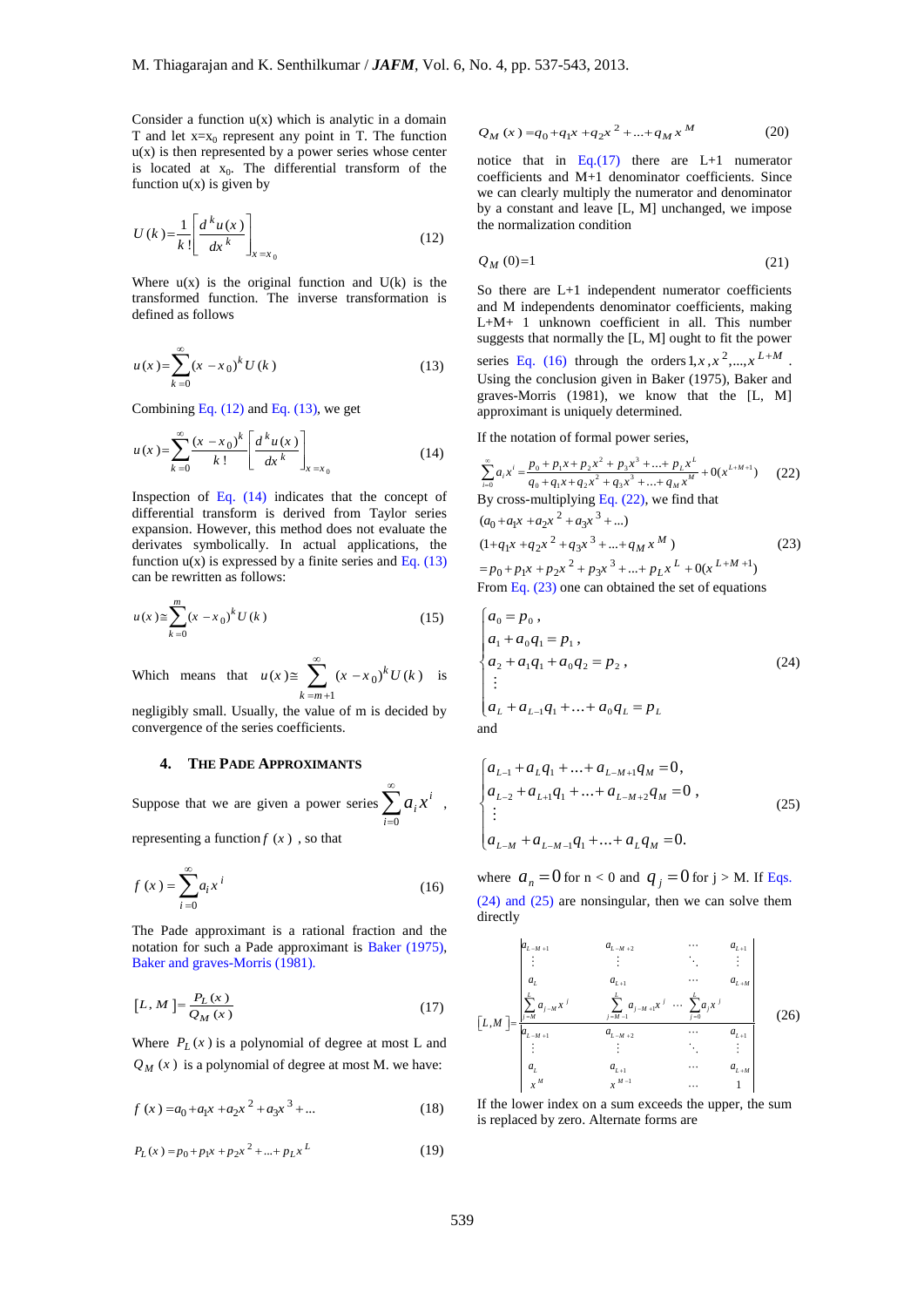Consider a function u(x) which is analytic in a domain T and let $x=x_0$ represent any point in T. The function u(x) is then represented by a power series whose center is located at $x_0$. The differential transform of the function u(x) is given by

$$U(k)=\frac{1}{k!}\left[\frac{d^k u(x)}{dx^k}\right]_{x=x_0} \tag{12}$$

Where u(x) is the original function and U(k) is the transformed function. The inverse transformation is defined as follows

$$u(x)=\sum_{k=0}^{\infty}(x-x_0)^k U(k) \tag{13}$$

Combining Eq. (12) and Eq. (13), we get

$$u(x)=\sum_{k=0}^{\infty}\frac{(x-x_0)^k}{k!}\left[\frac{d^k u(x)}{dx^k}\right]_{x=x_0} \tag{14}$$

Inspection of Eq. (14) indicates that the concept of differential transform is derived from Taylor series expansion. However, this method does not evaluate the derivates symbolically. In actual applications, the function u(x) is expressed by a finite series and Eq. (13) can be rewritten as follows:

$$u(x)\cong\sum_{k=0}^{m}(x-x_0)^k U(k) \tag{15}$$

Which means that $u(x)\cong\sum_{k=m+1}^{\infty}(x-x_0)^k U(k)$ is negligibly small. Usually, the value of m is decided by convergence of the series coefficients.

## 4. The Pade Approximants

Suppose that we are given a power series $\sum_{i=0}^{\infty}a_i x^i$, representing a function $f(x)$, so that

$$f(x)=\sum_{i=0}^{\infty}a_i x^i \tag{16}$$

The Pade approximant is a rational fraction and the notation for such a Pade approximant is Baker (1975), Baker and graves-Morris (1981).

$$[L,M]=\frac{P_L(x)}{Q_M(x)} \tag{17}$$

Where $P_L(x)$ is a polynomial of degree at most L and $Q_M(x)$ is a polynomial of degree at most M. we have:

$$f(x)=a_0+a_1x+a_2x^2+a_3x^3+\ldots \tag{18}$$

$$P_L(x)=p_0+p_1x+p_2x^2+\ldots+p_Lx^L \tag{19}$$

$$Q_M(x)=q_0+q_1x+q_2x^2+\ldots+q_Mx^M \tag{20}$$

notice that in Eq.(17) there are L+1 numerator coefficients and M+1 denominator coefficients. Since we can clearly multiply the numerator and denominator by a constant and leave [L, M] unchanged, we impose the normalization condition

$$Q_M(0)=1 \tag{21}$$

So there are L+1 independent numerator coefficients and M independents denominator coefficients, making L+M+ 1 unknown coefficient in all. This number suggests that normally the [L, M] ought to fit the power series Eq. (16) through the orders $1,x,x^2,\ldots,x^{L+M}$. Using the conclusion given in Baker (1975), Baker and graves-Morris (1981), we know that the [L, M] approximant is uniquely determined.

If the notation of formal power series,

$$\sum_{i=0}^{\infty}a_i x^i=\frac{p_0+p_1x+p_2x^2+p_3x^3+\ldots+p_Lx^L}{q_0+q_1x+q_2x^2+q_3x^3+\ldots+q_Mx^M}+0(x^{L+M+1}) \tag{22}$$

By cross-multiplying Eq. (22), we find that

$$\begin{aligned}&(a_0+a_1x+a_2x^2+a_3x^3+\ldots)\\&(1+q_1x+q_2x^2+q_3x^3+\ldots+q_Mx^M)\\&=p_0+p_1x+p_2x^2+p_3x^3+\ldots+p_Lx^L+0(x^{L+M+1})\end{aligned} \tag{23}$$

From Eq. (23) one can obtained the set of equations

$$\begin{cases}a_0=p_0,\\a_1+a_0q_1=p_1,\\a_2+a_1q_1+a_0q_2=p_2,\\\vdots\\a_L+a_{L-1}q_1+\ldots+a_0q_L=p_L\end{cases} \tag{24}$$

and

$$\begin{cases}a_{L-1}+a_Lq_1+\ldots+a_{L-M+1}q_M=0,\\a_{L-2}+a_{L+1}q_1+\ldots+a_{L-M+2}q_M=0,\\\vdots\\a_{L-M}+a_{L-M-1}q_1+\ldots+a_Lq_M=0.\end{cases} \tag{25}$$

where $a_n=0$ for n < 0 and $q_j=0$ for j > M. If Eqs. (24) and (25) are nonsingular, then we can solve them directly

$$[L,M]=\frac{\begin{vmatrix}a_{L-M+1} & a_{L-M+2} & \cdots & a_{L+1}\\ \vdots & \vdots & \ddots & \vdots\\ a_L & a_{L+1} & \cdots & a_{L+M}\\ \sum_{j=M}^{L}a_{j-M}x^j & \sum_{j=M-1}^{L}a_{j-M+1}x^j & \cdots & \sum_{j=0}^{L}a_jx^j\end{vmatrix}}{\begin{vmatrix}a_{L-M+1} & a_{L-M+2} & \cdots & a_{L+1}\\ \vdots & \vdots & \ddots & \vdots\\ a_L & a_{L+1} & \cdots & a_{L+M}\\ x^M & x^{M-1} & \cdots & 1\end{vmatrix}} \tag{26}$$

If the lower index on a sum exceeds the upper, the sum is replaced by zero. Alternate forms are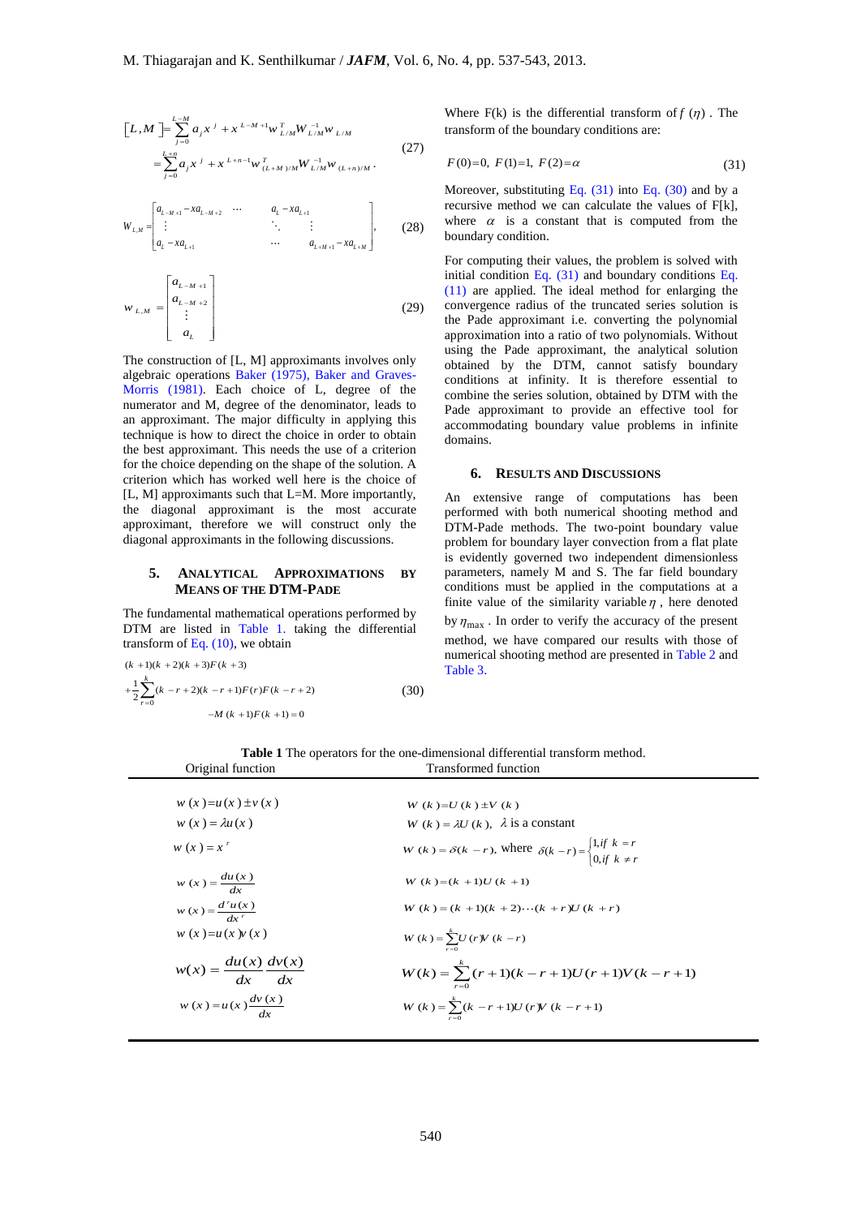$$\left[L,M\right]=\sum_{j=0}^{L-M}a_j x^j + x^{L-M+1}w_{L/M}^T W_{L/M}^{-1} w_{L/M}$$
$$=\sum_{j=0}^{L+n}a_j x^j + x^{L+n-1}w_{(L+M)/M}^T W_{L/M}^{-1} w_{(L+n)/M}. \tag{27}$$

$$W_{L,M}=\begin{bmatrix} a_{L-M+1}-xa_{L-M+2} & \cdots & a_L - xa_{L+1} \\ \vdots & \ddots & \vdots \\ a_L - xa_{L+1} & \cdots & a_{L+M+1}-xa_{L+M} \end{bmatrix}, \tag{28}$$

$$w_{L,M}=\begin{bmatrix} a_{L-M+1} \\ a_{L-M+2} \\ \vdots \\ a_L \end{bmatrix} \tag{29}$$

The construction of [L, M] approximants involves only algebraic operations Baker (1975), Baker and Graves-Morris (1981). Each choice of L, degree of the numerator and M, degree of the denominator, leads to an approximant. The major difficulty in applying this technique is how to direct the choice in order to obtain the best approximant. This needs the use of a criterion for the choice depending on the shape of the solution. A criterion which has worked well here is the choice of [L, M] approximants such that L=M. More importantly, the diagonal approximant is the most accurate approximant, therefore we will construct only the diagonal approximants in the following discussions.

## 5. Analytical Approximations by Means of the DTM-Pade

The fundamental mathematical operations performed by DTM are listed in Table 1. taking the differential transform of Eq. (10), we obtain

$$(k+1)(k+2)(k+3)F(k+3) + \frac{1}{2}\sum_{r=0}^{k}(k-r+2)(k-r+1)F(r)F(k-r+2) - M(k+1)F(k+1)=0 \tag{30}$$

Where F(k) is the differential transform of $f(\eta)$. The transform of the boundary conditions are:

$$F(0)=0,\ F(1)=1,\ F(2)=\alpha \tag{31}$$

Moreover, substituting Eq. (31) into Eq. (30) and by a recursive method we can calculate the values of F[k], where $\alpha$ is a constant that is computed from the boundary condition.

For computing their values, the problem is solved with initial condition Eq. (31) and boundary conditions Eq. (11) are applied. The ideal method for enlarging the convergence radius of the truncated series solution is the Pade approximant i.e. converting the polynomial approximation into a ratio of two polynomials. Without using the Pade approximant, the analytical solution obtained by the DTM, cannot satisfy boundary conditions at infinity. It is therefore essential to combine the series solution, obtained by DTM with the Pade approximant to provide an effective tool for accommodating boundary value problems in infinite domains.

## 6. Results and Discussions

An extensive range of computations has been performed with both numerical shooting method and DTM-Pade methods. The two-point boundary value problem for boundary layer convection from a flat plate is evidently governed two independent dimensionless parameters, namely M and S. The far field boundary conditions must be applied in the computations at a finite value of the similarity variable $\eta$, here denoted by $\eta_{max}$. In order to verify the accuracy of the present method, we have compared our results with those of numerical shooting method are presented in Table 2 and Table 3.

**Table 1** The operators for the one-dimensional differential transform method.

| Original function | Transformed function |
|---|---|
| $w(x)=u(x)\pm v(x)$ | $W(k)=U(k)\pm V(k)$ |
| $w(x)=\lambda u(x)$ | $W(k)=\lambda U(k)$, $\lambda$ is a constant |
| $w(x)=x^r$ | $W(k)=\delta(k-r)$, where $\delta(k-r)=\begin{cases}1, if\ k=r\\ 0, if\ k\neq r\end{cases}$ |
| $w(x)=\dfrac{du(x)}{dx}$ | $W(k)=(k+1)U(k+1)$ |
| $w(x)=\dfrac{d^r u(x)}{dx^r}$ | $W(k)=(k+1)(k+2)\cdots(k+r)U(k+r)$ |
| $w(x)=u(x)v(x)$ | $W(k)=\sum_{r=0}^{k}U(r)V(k-r)$ |
| $w(x)=\dfrac{du(x)}{dx}\dfrac{dv(x)}{dx}$ | $W(k)=\sum_{r=0}^{k}(r+1)(k-r+1)U(r+1)V(k-r+1)$ |
| $w(x)=u(x)\dfrac{dv(x)}{dx}$ | $W(k)=\sum_{r=0}^{k}(k-r+1)U(r)V(k-r+1)$ |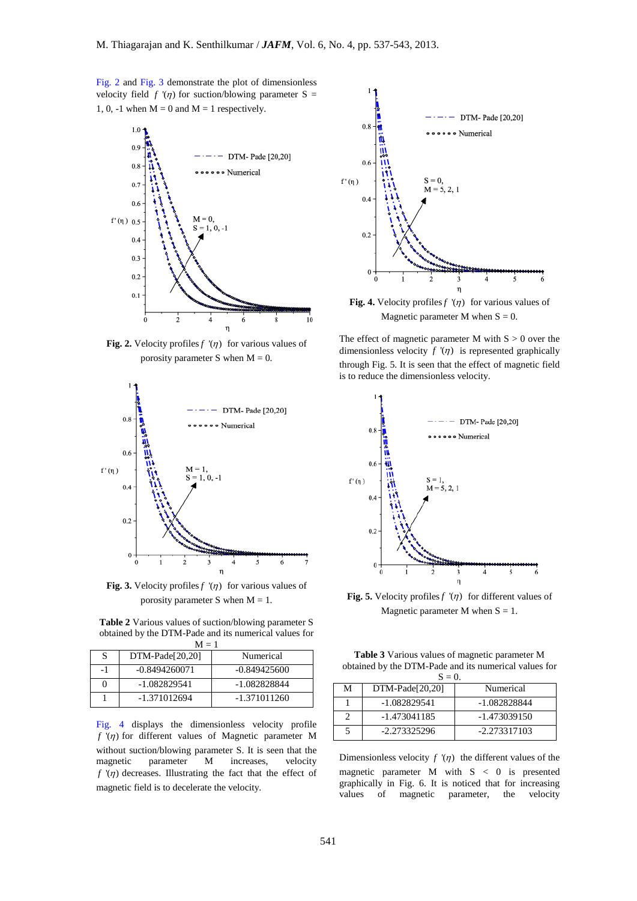Fig. 2 and Fig. 3 demonstrate the plot of dimensionless velocity field $f'(\eta)$ for suction/blowing parameter S = 1, 0, -1 when M = 0 and M = 1 respectively.

**Fig. 2.** Velocity profiles $f'(\eta)$ for various values of porosity parameter S when M = 0.

**Fig. 3.** Velocity profiles $f'(\eta)$ for various values of porosity parameter S when M = 1.

**Table 2** Various values of suction/blowing parameter S obtained by the DTM-Pade and its numerical values for M = 1

| S | DTM-Pade[20,20] | Numerical |
|---|---|---|
| -1 | -0.8494260071 | -0.849425600 |
| 0 | -1.082829541 | -1.082828844 |
| 1 | -1.371012694 | -1.371011260 |

Fig. 4 displays the dimensionless velocity profile $f'(\eta)$ for different values of Magnetic parameter M without suction/blowing parameter S. It is seen that the magnetic parameter M increases, velocity $f'(\eta)$ decreases. Illustrating the fact that the effect of magnetic field is to decelerate the velocity.

**Fig. 4.** Velocity profiles $f'(\eta)$ for various values of Magnetic parameter M when S = 0.

The effect of magnetic parameter M with S > 0 over the dimensionless velocity $f'(\eta)$ is represented graphically through Fig. 5. It is seen that the effect of magnetic field is to reduce the dimensionless velocity.

**Fig. 5.** Velocity profiles $f'(\eta)$ for different values of Magnetic parameter M when S = 1.

**Table 3** Various values of magnetic parameter M obtained by the DTM-Pade and its numerical values for S = 0.

| M | DTM-Pade[20,20] | Numerical |
|---|---|---|
| 1 | -1.082829541 | -1.082828844 |
| 2 | -1.473041185 | -1.473039150 |
| 5 | -2.273325296 | -2.273317103 |

Dimensionless velocity $f'(\eta)$ the different values of the magnetic parameter M with S < 0 is presented graphically in Fig. 6. It is noticed that for increasing values of magnetic parameter, the velocity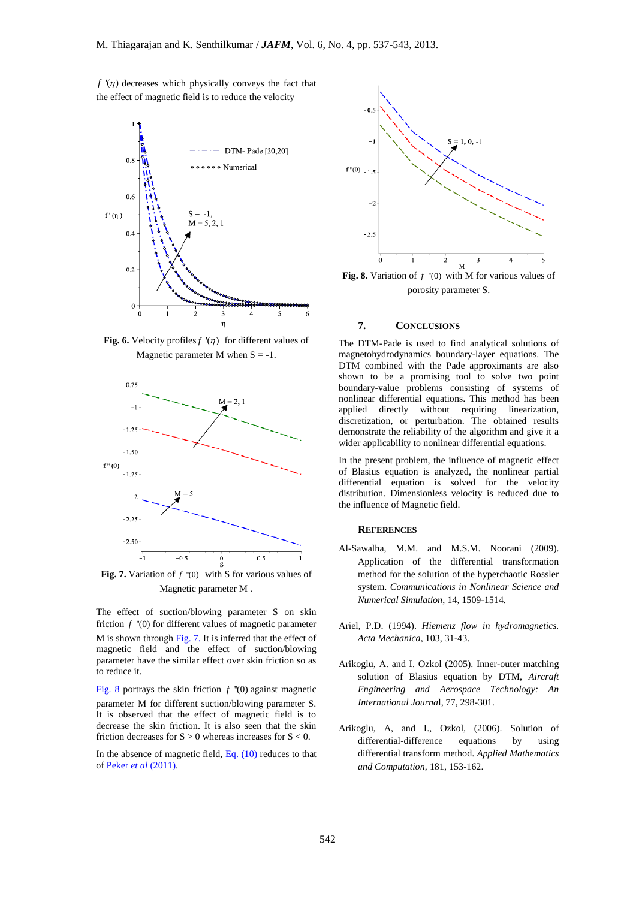$f'(\eta)$ decreases which physically conveys the fact that the effect of magnetic field is to reduce the velocity

**Fig. 6.** Velocity profiles $f'(\eta)$ for different values of Magnetic parameter M when S = -1.

**Fig. 7.** Variation of $f''(0)$ with S for various values of Magnetic parameter M .

The effect of suction/blowing parameter S on skin friction $f''(0)$ for different values of magnetic parameter M is shown through Fig. 7. It is inferred that the effect of magnetic field and the effect of suction/blowing parameter have the similar effect over skin friction so as to reduce it.

Fig. 8 portrays the skin friction $f''(0)$ against magnetic parameter M for different suction/blowing parameter S. It is observed that the effect of magnetic field is to decrease the skin friction. It is also seen that the skin friction decreases for S > 0 whereas increases for S < 0.

In the absence of magnetic field, Eq. (10) reduces to that of Peker *et al* (2011).

**Fig. 8.** Variation of $f''(0)$ with M for various values of porosity parameter S.

## 7. Conclusions

The DTM-Pade is used to find analytical solutions of magnetohydrodynamics boundary-layer equations. The DTM combined with the Pade approximants are also shown to be a promising tool to solve two point boundary-value problems consisting of systems of nonlinear differential equations. This method has been applied directly without requiring linearization, discretization, or perturbation. The obtained results demonstrate the reliability of the algorithm and give it a wider applicability to nonlinear differential equations.

In the present problem, the influence of magnetic effect of Blasius equation is analyzed, the nonlinear partial differential equation is solved for the velocity distribution. Dimensionless velocity is reduced due to the influence of Magnetic field.

## References

Al-Sawalha, M.M. and M.S.M. Noorani (2009). Application of the differential transformation method for the solution of the hyperchaotic Rossler system. *Communications in Nonlinear Science and Numerical Simulation*, 14, 1509-1514.

Ariel, P.D. (1994). *Hiemenz flow in hydromagnetics. Acta Mechanica*, 103, 31-43.

Arikoglu, A. and I. Ozkol (2005). Inner-outer matching solution of Blasius equation by DTM, *Aircraft Engineering and Aerospace Technology: An International Journa*l, 77, 298-301.

Arikoglu, A, and I., Ozkol, (2006). Solution of differential-difference equations by using differential transform method. *Applied Mathematics and Computation*, 181, 153-162.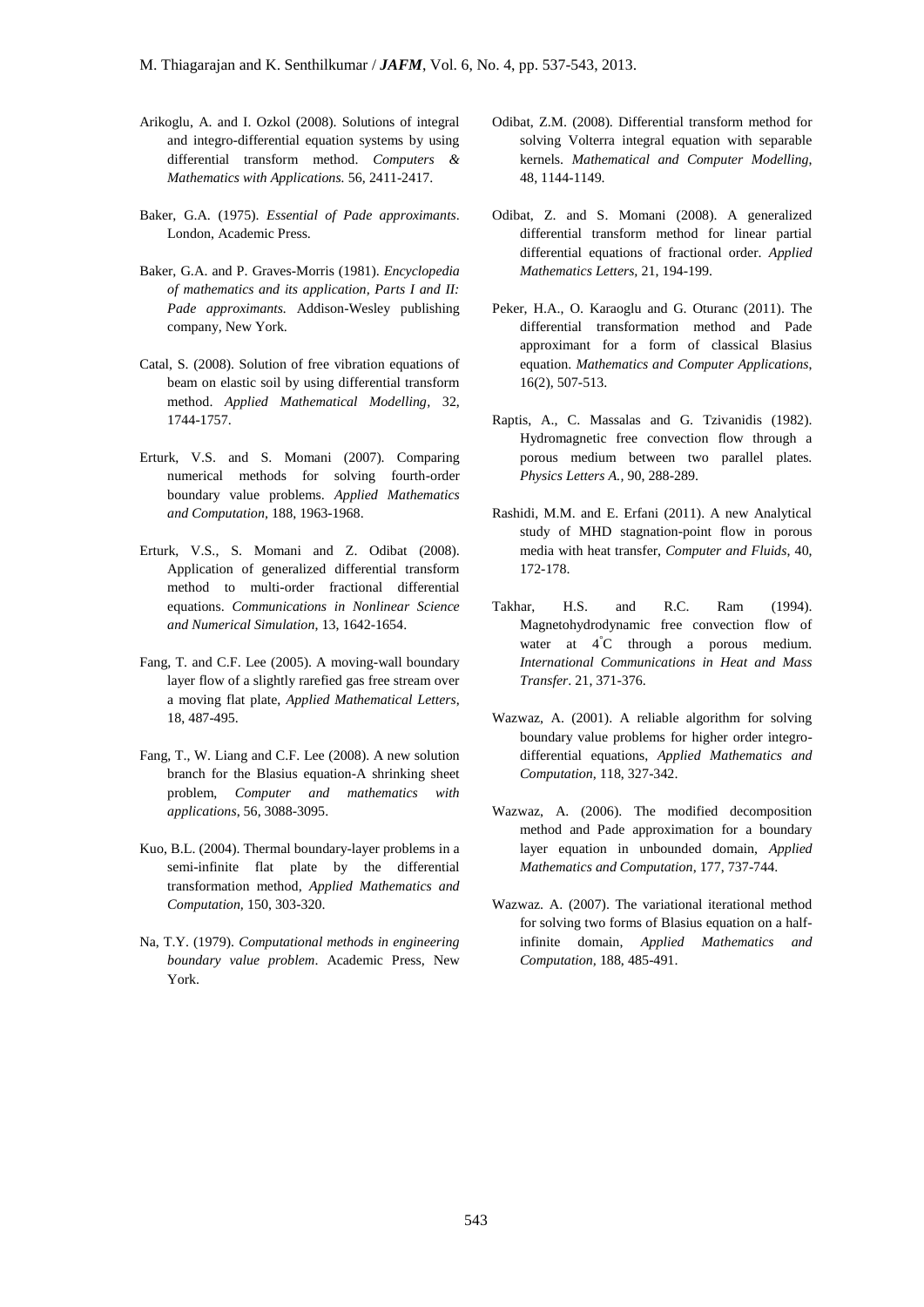Arikoglu, A. and I. Ozkol (2008). Solutions of integral and integro-differential equation systems by using differential transform method. *Computers & Mathematics with Applications.* 56, 2411-2417.

Baker, G.A. (1975). *Essential of Pade approximants*. London, Academic Press.

Baker, G.A. and P. Graves-Morris (1981). *Encyclopedia of mathematics and its application, Parts I and II: Pade approximants.* Addison-Wesley publishing company, New York.

Catal, S. (2008). Solution of free vibration equations of beam on elastic soil by using differential transform method. *Applied Mathematical Modelling,* 32, 1744-1757.

Erturk, V.S. and S. Momani (2007). Comparing numerical methods for solving fourth-order boundary value problems. *Applied Mathematics and Computation*, 188, 1963-1968.

Erturk, V.S., S. Momani and Z. Odibat (2008). Application of generalized differential transform method to multi-order fractional differential equations. *Communications in Nonlinear Science and Numerical Simulation*, 13, 1642-1654.

Fang, T. and C.F. Lee (2005). A moving-wall boundary layer flow of a slightly rarefied gas free stream over a moving flat plate, *Applied Mathematical Letters*, 18, 487-495.

Fang, T., W. Liang and C.F. Lee (2008). A new solution branch for the Blasius equation-A shrinking sheet problem, *Computer and mathematics with applications*, 56, 3088-3095.

Kuo, B.L. (2004). Thermal boundary-layer problems in a semi-infinite flat plate by the differential transformation method, *Applied Mathematics and Computation*, 150, 303-320.

Na, T.Y. (1979). *Computational methods in engineering boundary value problem*. Academic Press, New York.

Odibat, Z.M. (2008). Differential transform method for solving Volterra integral equation with separable kernels. *Mathematical and Computer Modelling*, 48, 1144-1149.

Odibat, Z. and S. Momani (2008). A generalized differential transform method for linear partial differential equations of fractional order. *Applied Mathematics Letters*, 21, 194-199.

Peker, H.A., O. Karaoglu and G. Oturanc (2011). The differential transformation method and Pade approximant for a form of classical Blasius equation. *Mathematics and Computer Applications*, 16(2), 507-513.

Raptis, A., C. Massalas and G. Tzivanidis (1982). Hydromagnetic free convection flow through a porous medium between two parallel plates. *Physics Letters A.,* 90, 288-289.

Rashidi, M.M. and E. Erfani (2011). A new Analytical study of MHD stagnation-point flow in porous media with heat transfer, *Computer and Fluids*, 40, 172-178.

Takhar, H.S. and R.C. Ram (1994). Magnetohydrodynamic free convection flow of water at $4^{\circ}$C through a porous medium. *International Communications in Heat and Mass Transfer*. 21, 371-376.

Wazwaz, A. (2001). A reliable algorithm for solving boundary value problems for higher order integro-differential equations, *Applied Mathematics and Computation*, 118, 327-342.

Wazwaz, A. (2006). The modified decomposition method and Pade approximation for a boundary layer equation in unbounded domain, *Applied Mathematics and Computation*, 177, 737-744.

Wazwaz. A. (2007). The variational iterational method for solving two forms of Blasius equation on a half-infinite domain, *Applied Mathematics and Computation*, 188, 485-491.